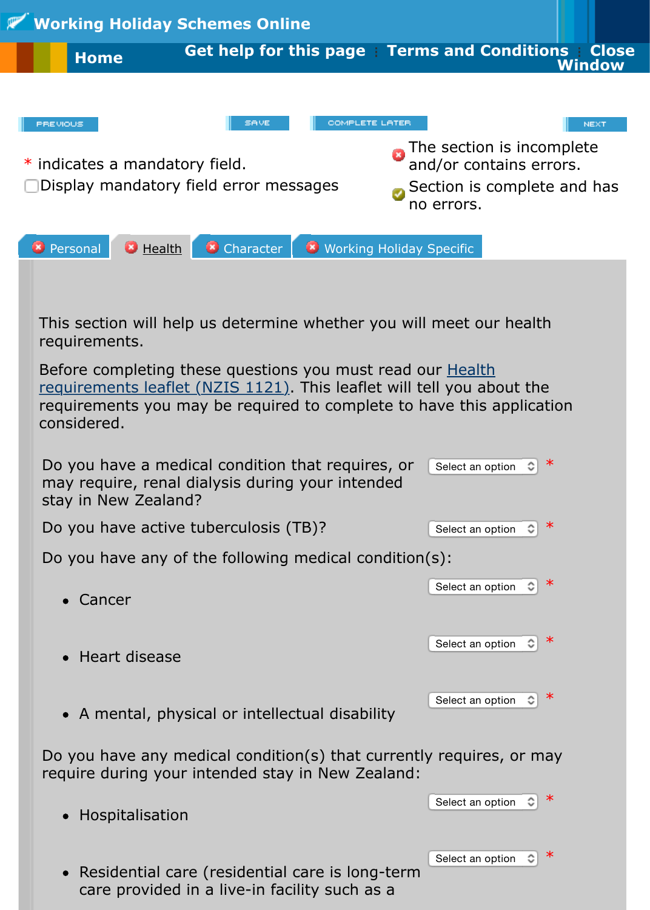# Working Holiday Schemes Online

**Home** | **Get help for this page** | **Terms and Conditions** | **Close Window**

PREVIOUS | SAVE | COMPLETE LATER | NEXT

\* indicates a mandatory field.

☐ Display mandatory field error messages

The section is incomplete and/or contains errors.

Section is complete and has no errors.

Personal | Health | Character | Working Holiday Specific

This section will help us determine whether you will meet our health requirements.

Before completing these questions you must read our Health requirements leaflet (NZIS 1121). This leaflet will tell you about the requirements you may be required to complete to have this application considered.

Do you have a medical condition that requires, or may require, renal dialysis during your intended stay in New Zealand? [Select an option] *

Do you have active tuberculosis (TB)? [Select an option] *

Do you have any of the following medical condition(s):

- Cancer [Select an option] *
- Heart disease [Select an option] *
- A mental, physical or intellectual disability [Select an option] *

Do you have any medical condition(s) that currently requires, or may require during your intended stay in New Zealand:

- Hospitalisation [Select an option] *
- Residential care (residential care is long-term care provided in a live-in facility such as a [Select an option] *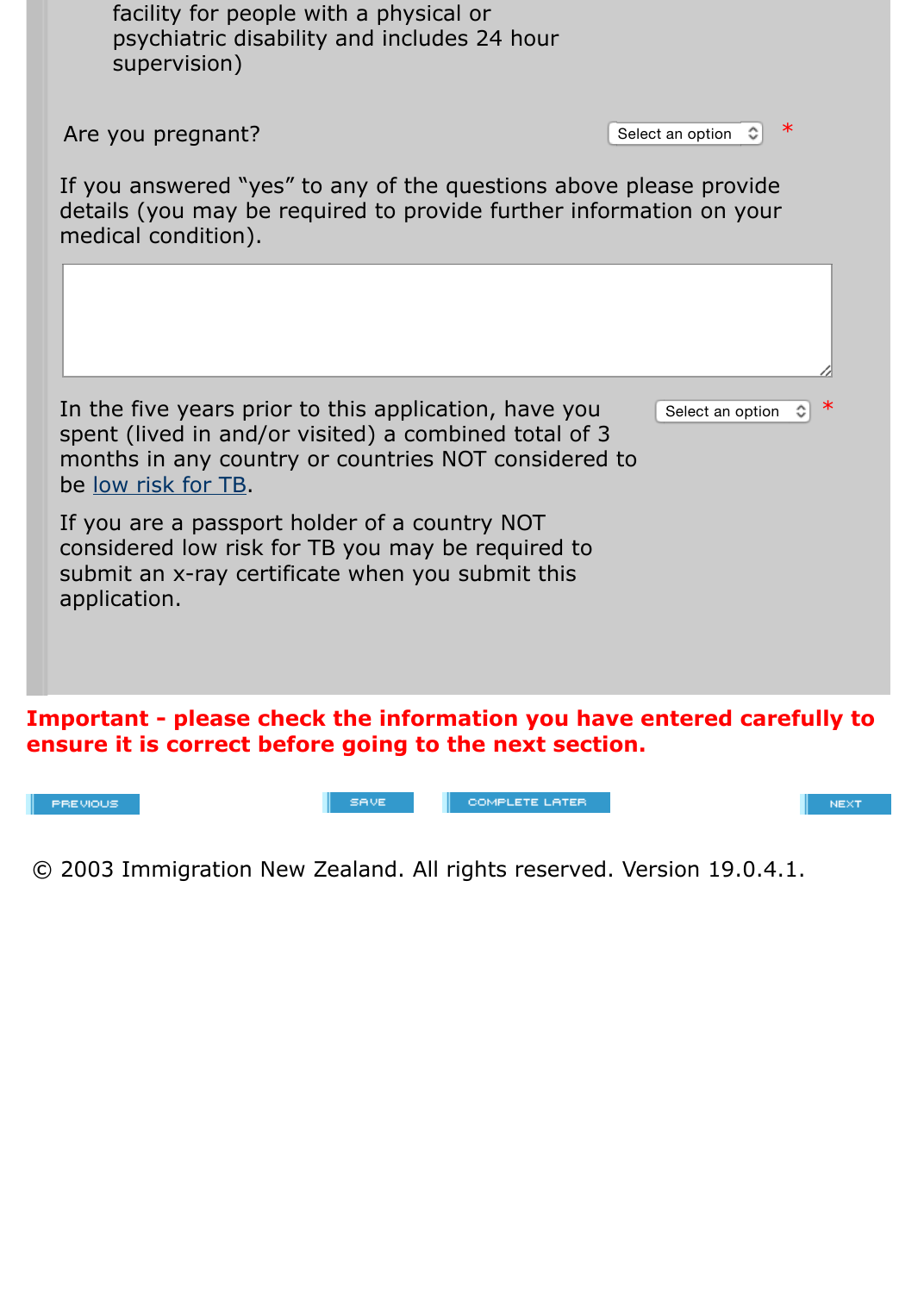facility for people with a physical or psychiatric disability and includes 24 hour supervision)

Are you pregnant? Select an option *

If you answered “yes” to any of the questions above please provide details (you may be required to provide further information on your medical condition).

In the five years prior to this application, have you spent (lived in and/or visited) a combined total of 3 months in any country or countries NOT considered to be low risk for TB. Select an option *

If you are a passport holder of a country NOT considered low risk for TB you may be required to submit an x-ray certificate when you submit this application.

**Important - please check the information you have entered carefully to ensure it is correct before going to the next section.**

PREVIOUS SAVE COMPLETE LATER NEXT

© 2003 Immigration New Zealand. All rights reserved. Version 19.0.4.1.